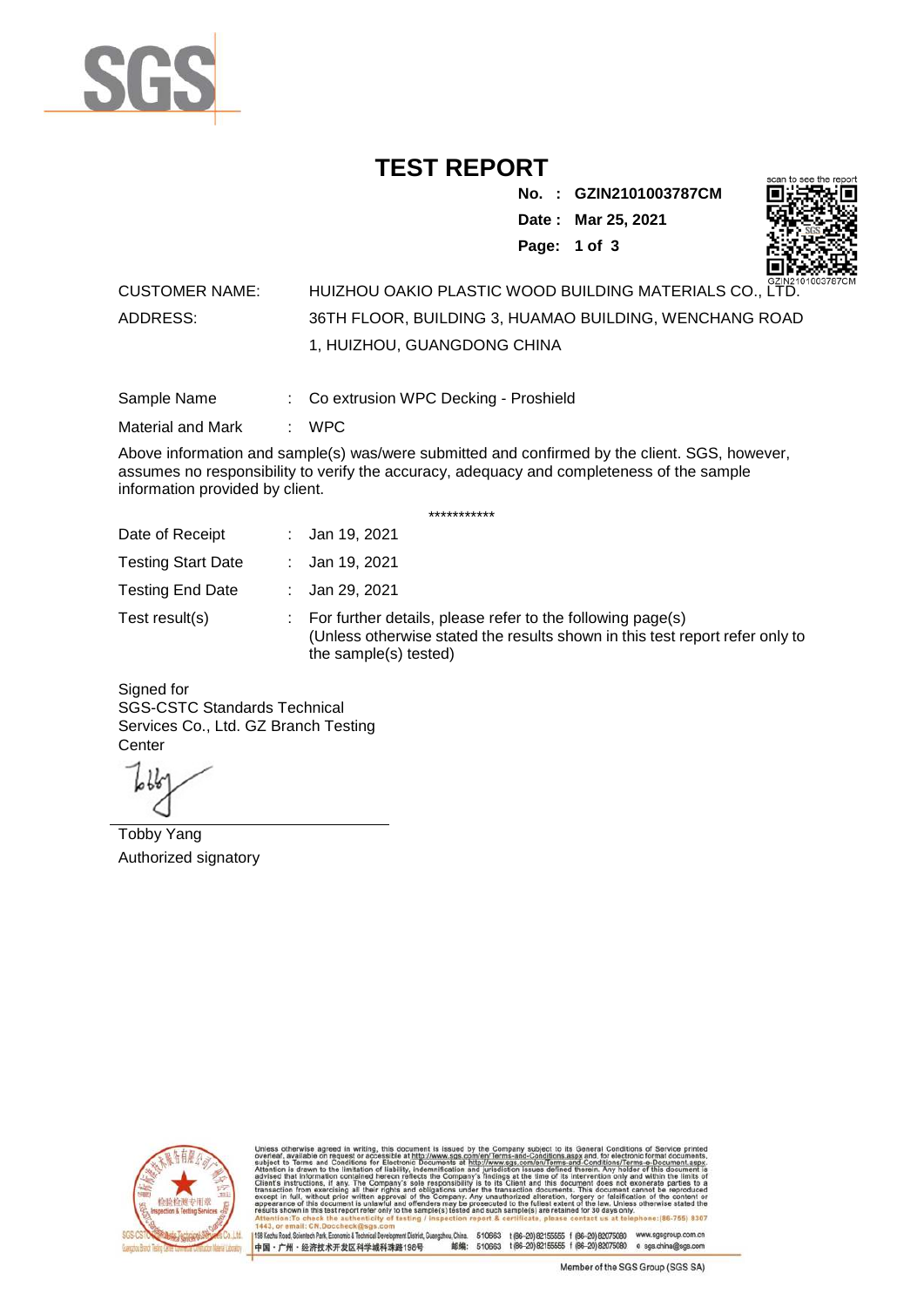# TEST REPORT

**No. : GZIN2101003787CM**

**Date : Mar 25, 2021**

CUSTOMER NAME: HUIZHOU OAKIO PLASTIC WOOD BUILDING MATERIALS CO., LTD.

ADDRESS: 36TH FLOOR, BUILDING 3, HUAMAO BUILDING, WENCHANG ROAD 1, HUIZHOU, GUANGDONG CHINA

Sample Name : Co extrusion WPC Decking - Proshield

Material and Mark : WPC

Above information and sample(s) was/were submitted and confirmed by the client. SGS, however, assumes no responsibility to verify the accuracy, adequacy and completeness of the sample information provided by client.

***********

Date of Receipt : Jan 19, 2021

Testing Start Date : Jan 19, 2021

Testing End Date : Jan 29, 2021

Test result(s) : For further details, please refer to the following page(s)
(Unless otherwise stated the results shown in this test report refer only to the sample(s) tested)

Signed for
SGS-CSTC Standards Technical Services Co., Ltd. GZ Branch Testing Center

Tobby Yang
Authorized signatory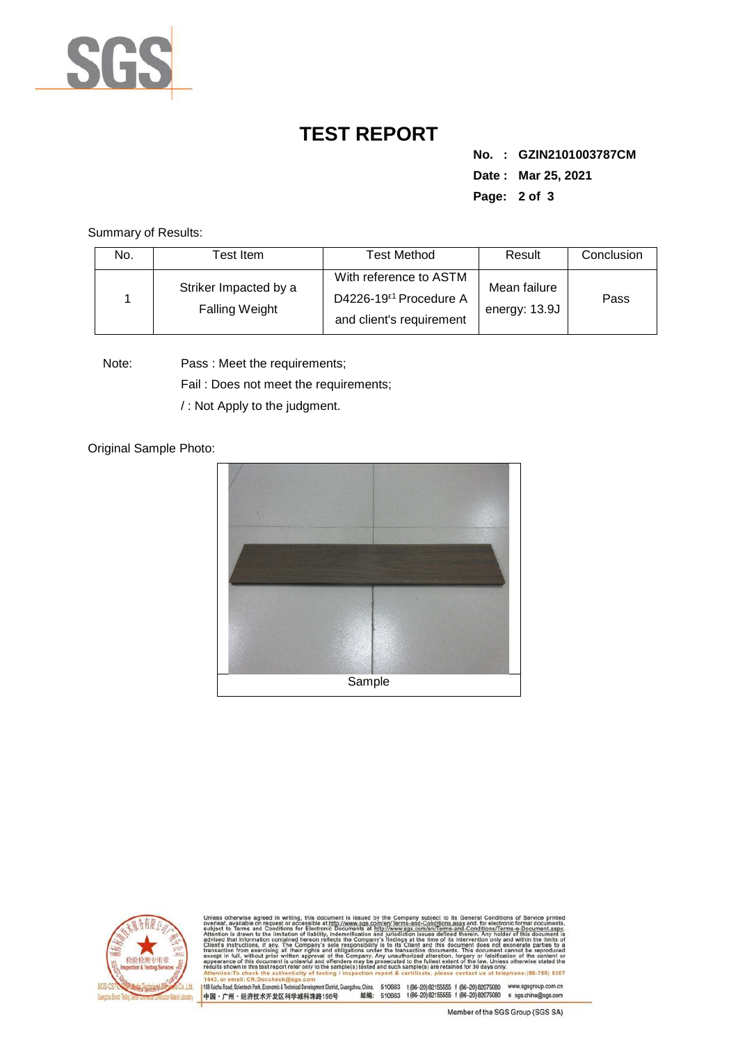# TEST REPORT

**No. : GZIN2101003787CM**

**Date : Mar 25, 2021**

Summary of Results:

| No. | Test Item | Test Method | Result | Conclusion |
|---|---|---|---|---|
| 1 | Striker Impacted by a Falling Weight | With reference to ASTM D4226-19$^{\varepsilon 1}$ Procedure A and client's requirement | Mean failure energy: 13.9J | Pass |

Note: Pass : Meet the requirements;
Fail : Does not meet the requirements;
/ : Not Apply to the judgment.

Original Sample Photo:

Sample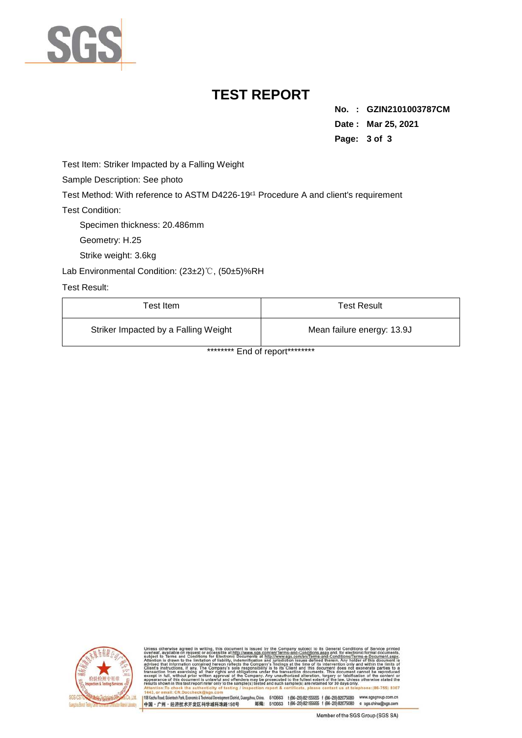# TEST REPORT

**No. : GZIN2101003787CM**
**Date : Mar 25, 2021**

Test Item: Striker Impacted by a Falling Weight

Sample Description: See photo

Test Method: With reference to ASTM D4226-19ε1 Procedure A and client's requirement

Test Condition:

Specimen thickness: 20.486mm

Geometry: H.25

Strike weight: 3.6kg

Lab Environmental Condition: (23±2)℃, (50±5)%RH

Test Result:

| Test Item | Test Result |
|---|---|
| Striker Impacted by a Falling Weight | Mean failure energy: 13.9J |

******** End of report********

Unless otherwise agreed in writing, this document is issued by the Company subject to its General Conditions of Service printed overleaf, available on request or accessible at http://www.sgs.com/en/Terms-and-Conditions.aspx and, for electronic format documents, subject to Terms and Conditions for Electronic Documents at http://www.sgs.com/en/Terms-and-Conditions/Terms-e-Document.aspx. Attention is drawn to the limitation of liability, indemnification and jurisdiction issues defined therein. Any holder of this document is advised that information contained hereon reflects the Company's findings at the time of its intervention only and within the limits of Client's instructions, if any. The Company's sole responsibility is to its Client and this document does not exonerate parties to a transaction from exercising all their rights and obligations under the transaction documents. This document cannot be reproduced except in full, without prior written approval of the Company. Any unauthorized alteration, forgery or falsification of the content or appearance of this document is unlawful and offenders may be prosecuted to the fullest extent of the law. Unless otherwise stated the results shown in this test report refer only to the sample(s) tested and such sample(s) are retained for 30 days only.
Attention: To check the authenticity of testing / inspection report & certificate, please contact us at telephone: (86-755) 8307 1443, or email: CN.Doccheck@sgs.com

198 Kezhu Road, Scientech Park, Economic & Technical Development District, Guangzhou, China. 510663 t (86-20) 82155555 f (86-20) 82075080 www.sgsgroup.com.cn
中国・广州・经济技术开发区科学城科珠路198号 邮编: 510663 t (86-20) 82155555 f (86-20) 82075080 e sgs.china@sgs.com

Member of the SGS Group (SGS SA)